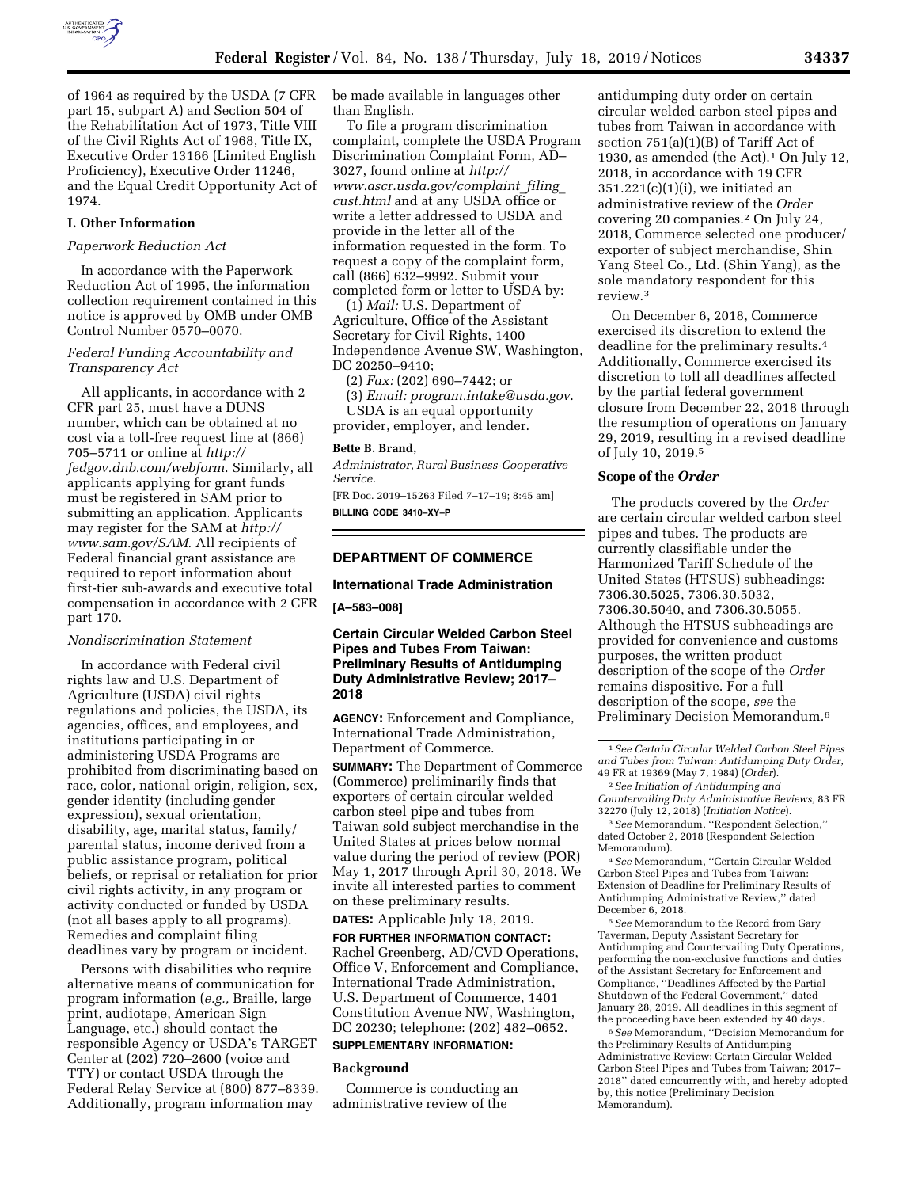of 1964 as required by the USDA (7 CFR part 15, subpart A) and Section 504 of the Rehabilitation Act of 1973, Title VIII of the Civil Rights Act of 1968, Title IX, Executive Order 13166 (Limited English Proficiency), Executive Order 11246, and the Equal Credit Opportunity Act of 1974.

### I. Other Information

*Paperwork Reduction Act*

In accordance with the Paperwork Reduction Act of 1995, the information collection requirement contained in this notice is approved by OMB under OMB Control Number 0570–0070.

*Federal Funding Accountability and Transparency Act*

All applicants, in accordance with 2 CFR part 25, must have a DUNS number, which can be obtained at no cost via a toll-free request line at (866) 705–5711 or online at *http://fedgov.dnb.com/webform*. Similarly, all applicants applying for grant funds must be registered in SAM prior to submitting an application. Applicants may register for the SAM at *http://www.sam.gov/SAM*. All recipients of Federal financial grant assistance are required to report information about first-tier sub-awards and executive total compensation in accordance with 2 CFR part 170.

*Nondiscrimination Statement*

In accordance with Federal civil rights law and U.S. Department of Agriculture (USDA) civil rights regulations and policies, the USDA, its agencies, offices, and employees, and institutions participating in or administering USDA Programs are prohibited from discriminating based on race, color, national origin, religion, sex, gender identity (including gender expression), sexual orientation, disability, age, marital status, family/parental status, income derived from a public assistance program, political beliefs, or reprisal or retaliation for prior civil rights activity, in any program or activity conducted or funded by USDA (not all bases apply to all programs). Remedies and complaint filing deadlines vary by program or incident.

Persons with disabilities who require alternative means of communication for program information (*e.g.,* Braille, large print, audiotape, American Sign Language, etc.) should contact the responsible Agency or USDA's TARGET Center at (202) 720–2600 (voice and TTY) or contact USDA through the Federal Relay Service at (800) 877–8339. Additionally, program information may be made available in languages other than English.

To file a program discrimination complaint, complete the USDA Program Discrimination Complaint Form, AD–3027, found online at *http://www.ascr.usda.gov/complaint_filing_cust.html* and at any USDA office or write a letter addressed to USDA and provide in the letter all of the information requested in the form. To request a copy of the complaint form, call (866) 632–9992. Submit your completed form or letter to USDA by:

(1) *Mail:* U.S. Department of Agriculture, Office of the Assistant Secretary for Civil Rights, 1400 Independence Avenue SW, Washington, DC 20250–9410;

(2) *Fax:* (202) 690–7442; or

(3) *Email: program.intake@usda.gov*.

USDA is an equal opportunity provider, employer, and lender.

**Bette B. Brand,**

*Administrator, Rural Business-Cooperative Service.*

[FR Doc. 2019–15263 Filed 7–17–19; 8:45 am]

**BILLING CODE 3410–XY–P**

## DEPARTMENT OF COMMERCE

### International Trade Administration

**[A–583–008]**

### Certain Circular Welded Carbon Steel Pipes and Tubes From Taiwan: Preliminary Results of Antidumping Duty Administrative Review; 2017–2018

**AGENCY:** Enforcement and Compliance, International Trade Administration, Department of Commerce.

**SUMMARY:** The Department of Commerce (Commerce) preliminarily finds that exporters of certain circular welded carbon steel pipe and tubes from Taiwan sold subject merchandise in the United States at prices below normal value during the period of review (POR) May 1, 2017 through April 30, 2018. We invite all interested parties to comment on these preliminary results.

**DATES:** Applicable July 18, 2019.

**FOR FURTHER INFORMATION CONTACT:** Rachel Greenberg, AD/CVD Operations, Office V, Enforcement and Compliance, International Trade Administration, U.S. Department of Commerce, 1401 Constitution Avenue NW, Washington, DC 20230; telephone: (202) 482–0652.

**SUPPLEMENTARY INFORMATION:**

### Background

Commerce is conducting an administrative review of the antidumping duty order on certain circular welded carbon steel pipes and tubes from Taiwan in accordance with section 751(a)(1)(B) of Tariff Act of 1930, as amended (the Act).[1] On July 12, 2018, in accordance with 19 CFR 351.221(c)(1)(i), we initiated an administrative review of the *Order* covering 20 companies.[2] On July 24, 2018, Commerce selected one producer/exporter of subject merchandise, Shin Yang Steel Co., Ltd. (Shin Yang), as the sole mandatory respondent for this review.[3]

On December 6, 2018, Commerce exercised its discretion to extend the deadline for the preliminary results.[4] Additionally, Commerce exercised its discretion to toll all deadlines affected by the partial federal government closure from December 22, 2018 through the resumption of operations on January 29, 2019, resulting in a revised deadline of July 10, 2019.[5]

### Scope of the *Order*

The products covered by the *Order* are certain circular welded carbon steel pipes and tubes. The products are currently classifiable under the Harmonized Tariff Schedule of the United States (HTSUS) subheadings: 7306.30.5025, 7306.30.5032, 7306.30.5040, and 7306.30.5055. Although the HTSUS subheadings are provided for convenience and customs purposes, the written product description of the scope of the *Order* remains dispositive. For a full description of the scope, *see* the Preliminary Decision Memorandum.[6]

---

[1] *See Certain Circular Welded Carbon Steel Pipes and Tubes from Taiwan: Antidumping Duty Order,* 49 FR at 19369 (May 7, 1984) (*Order*).

[2] *See Initiation of Antidumping and Countervailing Duty Administrative Reviews,* 83 FR 32270 (July 12, 2018) (*Initiation Notice*).

[3] *See* Memorandum, ''Respondent Selection,'' dated October 2, 2018 (Respondent Selection Memorandum).

[4] *See* Memorandum, ''Certain Circular Welded Carbon Steel Pipes and Tubes from Taiwan: Extension of Deadline for Preliminary Results of Antidumping Administrative Review,'' dated December 6, 2018.

[5] *See* Memorandum to the Record from Gary Taverman, Deputy Assistant Secretary for Antidumping and Countervailing Duty Operations, performing the non-exclusive functions and duties of the Assistant Secretary for Enforcement and Compliance, ''Deadlines Affected by the Partial Shutdown of the Federal Government,'' dated January 28, 2019. All deadlines in this segment of the proceeding have been extended by 40 days.

[6] *See* Memorandum, ''Decision Memorandum for the Preliminary Results of Antidumping Administrative Review: Certain Circular Welded Carbon Steel Pipes and Tubes from Taiwan; 2017–2018'' dated concurrently with, and hereby adopted by, this notice (Preliminary Decision Memorandum).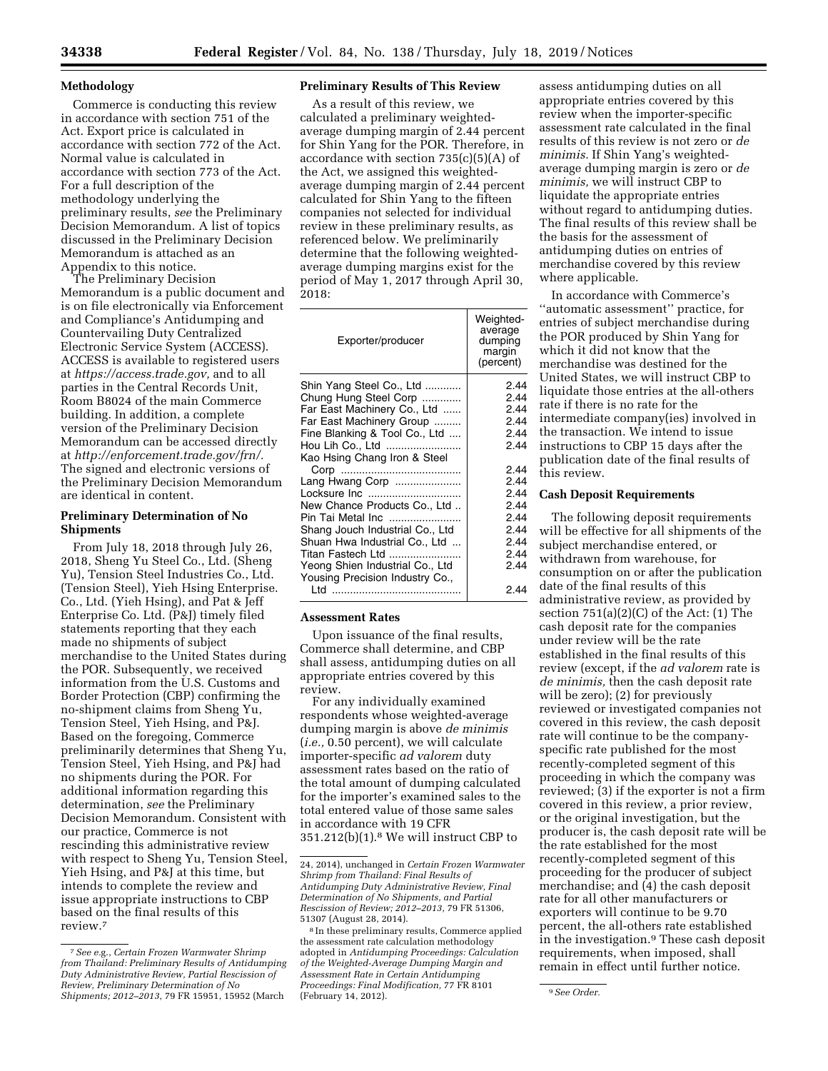**Methodology**

Commerce is conducting this review in accordance with section 751 of the Act. Export price is calculated in accordance with section 772 of the Act. Normal value is calculated in accordance with section 773 of the Act. For a full description of the methodology underlying the preliminary results, *see* the Preliminary Decision Memorandum. A list of topics discussed in the Preliminary Decision Memorandum is attached as an Appendix to this notice.

The Preliminary Decision Memorandum is a public document and is on file electronically via Enforcement and Compliance's Antidumping and Countervailing Duty Centralized Electronic Service System (ACCESS). ACCESS is available to registered users at *https://access.trade.gov,* and to all parties in the Central Records Unit, Room B8024 of the main Commerce building. In addition, a complete version of the Preliminary Decision Memorandum can be accessed directly at *http://enforcement.trade.gov/frn/.* The signed and electronic versions of the Preliminary Decision Memorandum are identical in content.

**Preliminary Determination of No Shipments**

From July 18, 2018 through July 26, 2018, Sheng Yu Steel Co., Ltd. (Sheng Yu), Tension Steel Industries Co., Ltd. (Tension Steel), Yieh Hsing Enterprise. Co., Ltd. (Yieh Hsing), and Pat & Jeff Enterprise Co. Ltd. (P&J) timely filed statements reporting that they each made no shipments of subject merchandise to the United States during the POR. Subsequently, we received information from the U.S. Customs and Border Protection (CBP) confirming the no-shipment claims from Sheng Yu, Tension Steel, Yieh Hsing, and P&J. Based on the foregoing, Commerce preliminarily determines that Sheng Yu, Tension Steel, Yieh Hsing, and P&J had no shipments during the POR. For additional information regarding this determination, *see* the Preliminary Decision Memorandum. Consistent with our practice, Commerce is not rescinding this administrative review with respect to Sheng Yu, Tension Steel, Yieh Hsing, and P&J at this time, but intends to complete the review and issue appropriate instructions to CBP based on the final results of this review.[7]

**Preliminary Results of This Review**

As a result of this review, we calculated a preliminary weighted-average dumping margin of 2.44 percent for Shin Yang for the POR. Therefore, in accordance with section 735(c)(5)(A) of the Act, we assigned this weighted-average dumping margin of 2.44 percent calculated for Shin Yang to the fifteen companies not selected for individual review in these preliminary results, as referenced below. We preliminarily determine that the following weighted-average dumping margins exist for the period of May 1, 2017 through April 30, 2018:

| Exporter/producer | Weighted-average dumping margin (percent) |
|---|---|
| Shin Yang Steel Co., Ltd | 2.44 |
| Chung Hung Steel Corp | 2.44 |
| Far East Machinery Co., Ltd | 2.44 |
| Far East Machinery Group | 2.44 |
| Fine Blanking & Tool Co., Ltd | 2.44 |
| Hou Lih Co., Ltd | 2.44 |
| Kao Hsing Chang Iron & Steel Corp | 2.44 |
| Lang Hwang Corp | 2.44 |
| Locksure Inc | 2.44 |
| New Chance Products Co., Ltd | 2.44 |
| Pin Tai Metal Inc | 2.44 |
| Shang Jouch Industrial Co., Ltd | 2.44 |
| Shuan Hwa Industrial Co., Ltd | 2.44 |
| Titan Fastech Ltd | 2.44 |
| Yeong Shien Industrial Co., Ltd | 2.44 |
| Yousing Precision Industry Co., Ltd | 2.44 |

**Assessment Rates**

Upon issuance of the final results, Commerce shall determine, and CBP shall assess, antidumping duties on all appropriate entries covered by this review.

For any individually examined respondents whose weighted-average dumping margin is above *de minimis* (*i.e.,* 0.50 percent), we will calculate importer-specific *ad valorem* duty assessment rates based on the ratio of the total amount of dumping calculated for the importer's examined sales to the total entered value of those same sales in accordance with 19 CFR 351.212(b)(1).[8] We will instruct CBP to assess antidumping duties on all appropriate entries covered by this review when the importer-specific assessment rate calculated in the final results of this review is not zero or *de minimis.* If Shin Yang's weighted-average dumping margin is zero or *de minimis,* we will instruct CBP to liquidate the appropriate entries without regard to antidumping duties. The final results of this review shall be the basis for the assessment of antidumping duties on entries of merchandise covered by this review where applicable.

In accordance with Commerce's "automatic assessment" practice, for entries of subject merchandise during the POR produced by Shin Yang for which it did not know that the merchandise was destined for the United States, we will instruct CBP to liquidate those entries at the all-others rate if there is no rate for the intermediate company(ies) involved in the transaction. We intend to issue instructions to CBP 15 days after the publication date of the final results of this review.

**Cash Deposit Requirements**

The following deposit requirements will be effective for all shipments of the subject merchandise entered, or withdrawn from warehouse, for consumption on or after the publication date of the final results of this administrative review, as provided by section 751(a)(2)(C) of the Act: (1) The cash deposit rate for the companies under review will be the rate established in the final results of this review (except, if the *ad valorem* rate is *de minimis,* then the cash deposit rate will be zero); (2) for previously reviewed or investigated companies not covered in this review, the cash deposit rate will continue to be the company-specific rate published for the most recently-completed segment of this proceeding in which the company was reviewed; (3) if the exporter is not a firm covered in this review, a prior review, or the original investigation, but the producer is, the cash deposit rate will be the rate established for the most recently-completed segment of this proceeding for the producer of subject merchandise; and (4) the cash deposit rate for all other manufacturers or exporters will continue to be 9.70 percent, the all-others rate established in the investigation.[9] These cash deposit requirements, when imposed, shall remain in effect until further notice.

---

[7] *See e.g., Certain Frozen Warmwater Shrimp from Thailand: Preliminary Results of Antidumping Duty Administrative Review, Partial Rescission of Review, Preliminary Determination of No Shipments; 2012–2013,* 79 FR 15951, 15952 (March 24, 2014), unchanged in *Certain Frozen Warmwater Shrimp from Thailand: Final Results of Antidumping Duty Administrative Review, Final Determination of No Shipments, and Partial Rescission of Review; 2012–2013,* 79 FR 51306, 51307 (August 28, 2014).

[8] In these preliminary results, Commerce applied the assessment rate calculation methodology adopted in *Antidumping Proceedings: Calculation of the Weighted-Average Dumping Margin and Assessment Rate in Certain Antidumping Proceedings: Final Modification,* 77 FR 8101 (February 14, 2012).

[9] *See Order.*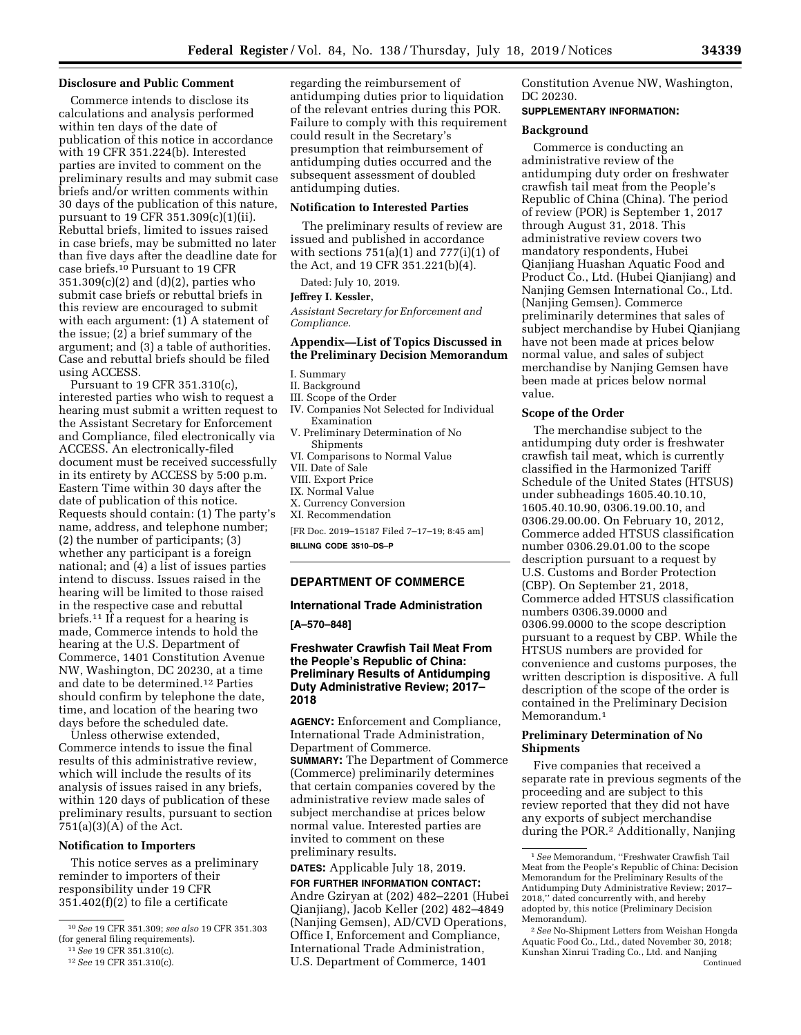#### Disclosure and Public Comment

Commerce intends to disclose its calculations and analysis performed within ten days of the date of publication of this notice in accordance with 19 CFR 351.224(b). Interested parties are invited to comment on the preliminary results and may submit case briefs and/or written comments within 30 days of the publication of this nature, pursuant to 19 CFR 351.309(c)(1)(ii). Rebuttal briefs, limited to issues raised in case briefs, may be submitted no later than five days after the deadline date for case briefs.[10] Pursuant to 19 CFR 351.309(c)(2) and (d)(2), parties who submit case briefs or rebuttal briefs in this review are encouraged to submit with each argument: (1) A statement of the issue; (2) a brief summary of the argument; and (3) a table of authorities. Case and rebuttal briefs should be filed using ACCESS.

Pursuant to 19 CFR 351.310(c), interested parties who wish to request a hearing must submit a written request to the Assistant Secretary for Enforcement and Compliance, filed electronically via ACCESS. An electronically-filed document must be received successfully in its entirety by ACCESS by 5:00 p.m. Eastern Time within 30 days after the date of publication of this notice. Requests should contain: (1) The party's name, address, and telephone number; (2) the number of participants; (3) whether any participant is a foreign national; and (4) a list of issues parties intend to discuss. Issues raised in the hearing will be limited to those raised in the respective case and rebuttal briefs.[11] If a request for a hearing is made, Commerce intends to hold the hearing at the U.S. Department of Commerce, 1401 Constitution Avenue NW, Washington, DC 20230, at a time and date to be determined.[12] Parties should confirm by telephone the date, time, and location of the hearing two days before the scheduled date.

Unless otherwise extended, Commerce intends to issue the final results of this administrative review, which will include the results of its analysis of issues raised in any briefs, within 120 days of publication of these preliminary results, pursuant to section 751(a)(3)(A) of the Act.

#### Notification to Importers

This notice serves as a preliminary reminder to importers of their responsibility under 19 CFR 351.402(f)(2) to file a certificate regarding the reimbursement of antidumping duties prior to liquidation of the relevant entries during this POR. Failure to comply with this requirement could result in the Secretary's presumption that reimbursement of antidumping duties occurred and the subsequent assessment of doubled antidumping duties.

#### Notification to Interested Parties

The preliminary results of review are issued and published in accordance with sections 751(a)(1) and 777(i)(1) of the Act, and 19 CFR 351.221(b)(4).

Dated: July 10, 2019.

**Jeffrey I. Kessler,**

*Assistant Secretary for Enforcement and Compliance.*

#### Appendix—List of Topics Discussed in the Preliminary Decision Memorandum

I. Summary
II. Background
III. Scope of the Order
IV. Companies Not Selected for Individual Examination
V. Preliminary Determination of No Shipments
VI. Comparisons to Normal Value
VII. Date of Sale
VIII. Export Price
IX. Normal Value
X. Currency Conversion
XI. Recommendation

[FR Doc. 2019–15187 Filed 7–17–19; 8:45 am]

**BILLING CODE 3510–DS–P**

---

## DEPARTMENT OF COMMERCE

### International Trade Administration

**[A–570–848]**

### Freshwater Crawfish Tail Meat From the People's Republic of China: Preliminary Results of Antidumping Duty Administrative Review; 2017–2018

**AGENCY:** Enforcement and Compliance, International Trade Administration, Department of Commerce.

**SUMMARY:** The Department of Commerce (Commerce) preliminarily determines that certain companies covered by the administrative review made sales of subject merchandise at prices below normal value. Interested parties are invited to comment on these preliminary results.

**DATES:** Applicable July 18, 2019.

**FOR FURTHER INFORMATION CONTACT:** Andre Gziryan at (202) 482–2201 (Hubei Qianjiang), Jacob Keller (202) 482–4849 (Nanjing Gemsen), AD/CVD Operations, Office I, Enforcement and Compliance, International Trade Administration, U.S. Department of Commerce, 1401 Constitution Avenue NW, Washington, DC 20230.

**SUPPLEMENTARY INFORMATION:**

#### Background

Commerce is conducting an administrative review of the antidumping duty order on freshwater crawfish tail meat from the People's Republic of China (China). The period of review (POR) is September 1, 2017 through August 31, 2018. This administrative review covers two mandatory respondents, Hubei Qianjiang Huashan Aquatic Food and Product Co., Ltd. (Hubei Qianjiang) and Nanjing Gemsen International Co., Ltd. (Nanjing Gemsen). Commerce preliminarily determines that sales of subject merchandise by Hubei Qianjiang have not been made at prices below normal value, and sales of subject merchandise by Nanjing Gemsen have been made at prices below normal value.

#### Scope of the Order

The merchandise subject to the antidumping duty order is freshwater crawfish tail meat, which is currently classified in the Harmonized Tariff Schedule of the United States (HTSUS) under subheadings 1605.40.10.10, 1605.40.10.90, 0306.19.00.10, and 0306.29.00.00. On February 10, 2012, Commerce added HTSUS classification number 0306.29.01.00 to the scope description pursuant to a request by U.S. Customs and Border Protection (CBP). On September 21, 2018, Commerce added HTSUS classification numbers 0306.39.0000 and 0306.99.0000 to the scope description pursuant to a request by CBP. While the HTSUS numbers are provided for convenience and customs purposes, the written description is dispositive. A full description of the scope of the order is contained in the Preliminary Decision Memorandum.[1]

#### Preliminary Determination of No Shipments

Five companies that received a separate rate in previous segments of the proceeding and are subject to this review reported that they did not have any exports of subject merchandise during the POR.[2] Additionally, Nanjing

---

[10] *See* 19 CFR 351.309; *see also* 19 CFR 351.303 (for general filing requirements).

[11] *See* 19 CFR 351.310(c).

[12] *See* 19 CFR 351.310(c).

[1] *See* Memorandum, ''Freshwater Crawfish Tail Meat from the People's Republic of China: Decision Memorandum for the Preliminary Results of the Antidumping Duty Administrative Review; 2017–2018,'' dated concurrently with, and hereby adopted by, this notice (Preliminary Decision Memorandum).

[2] *See* No-Shipment Letters from Weishan Hongda Aquatic Food Co., Ltd., dated November 30, 2018; Kunshan Xinrui Trading Co., Ltd. and Nanjing

Continued